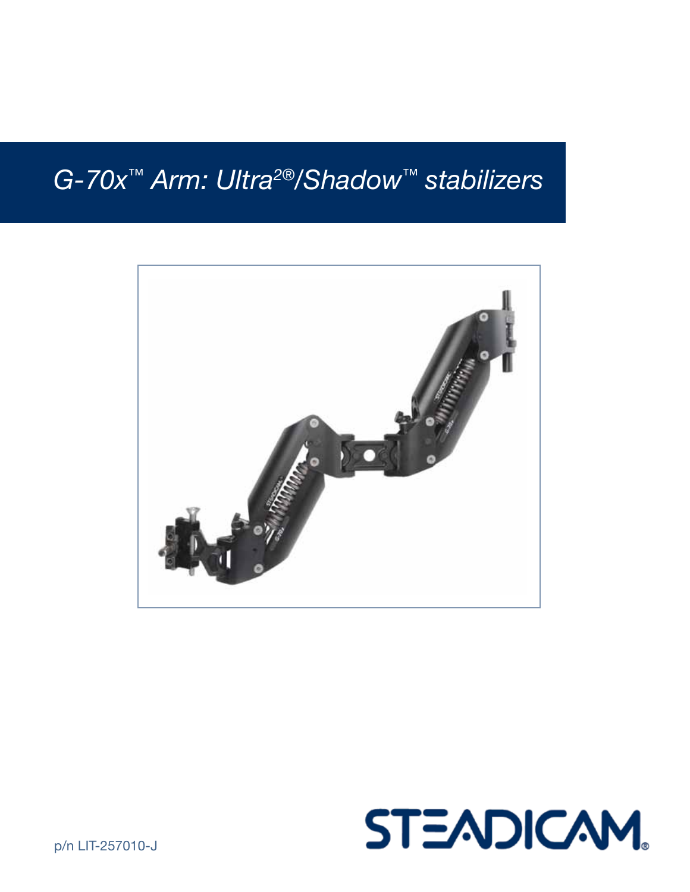# *G-70x™ Arm: Ultra²®/Shadow™ stabilizers*

p/n LIT-257010-J

STEADICAM®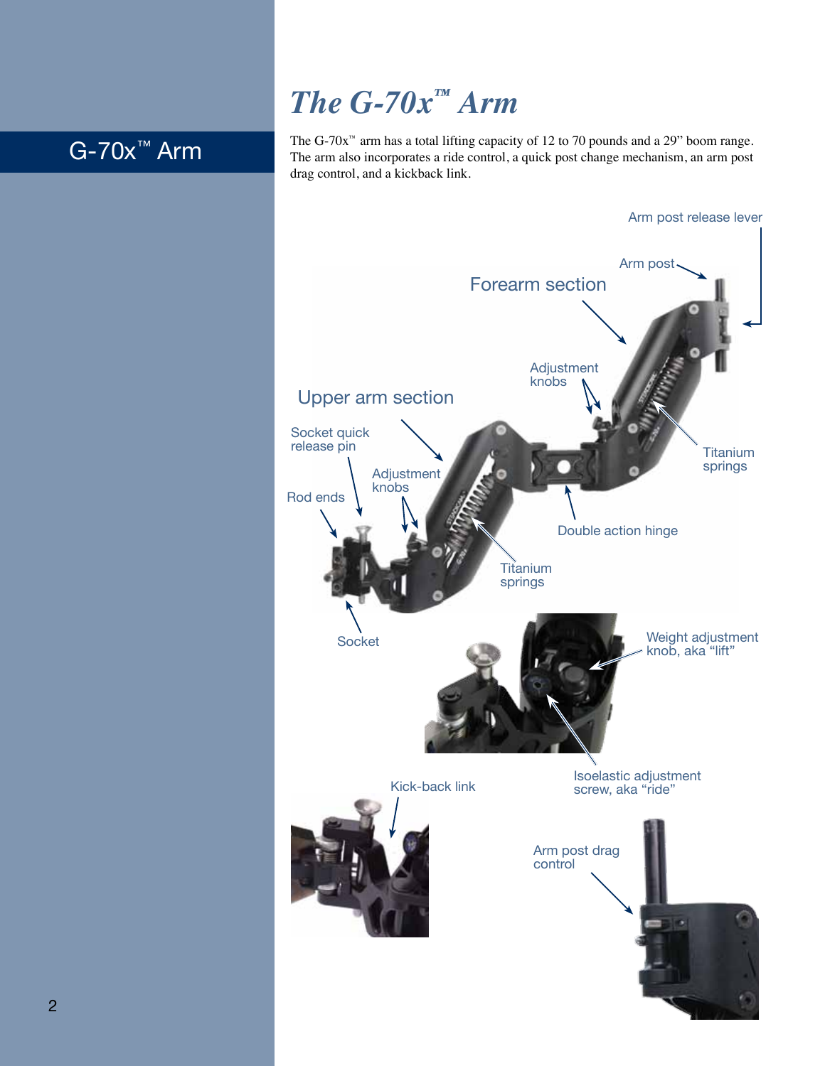# The G-70x™ Arm

The G-70x™ arm has a total lifting capacity of 12 to 70 pounds and a 29” boom range. The arm also incorporates a ride control, a quick post change mechanism, an arm post drag control, and a kickback link.

Arm post release lever

Arm post

Forearm section

Adjustment knobs

Upper arm section

Socket quick release pin

Adjustment knobs

Rod ends

Titanium springs

Double action hinge

Titanium springs

Socket

Weight adjustment knob, aka “lift”

Isoelastic adjustment screw, aka “ride”

Kick-back link

Arm post drag control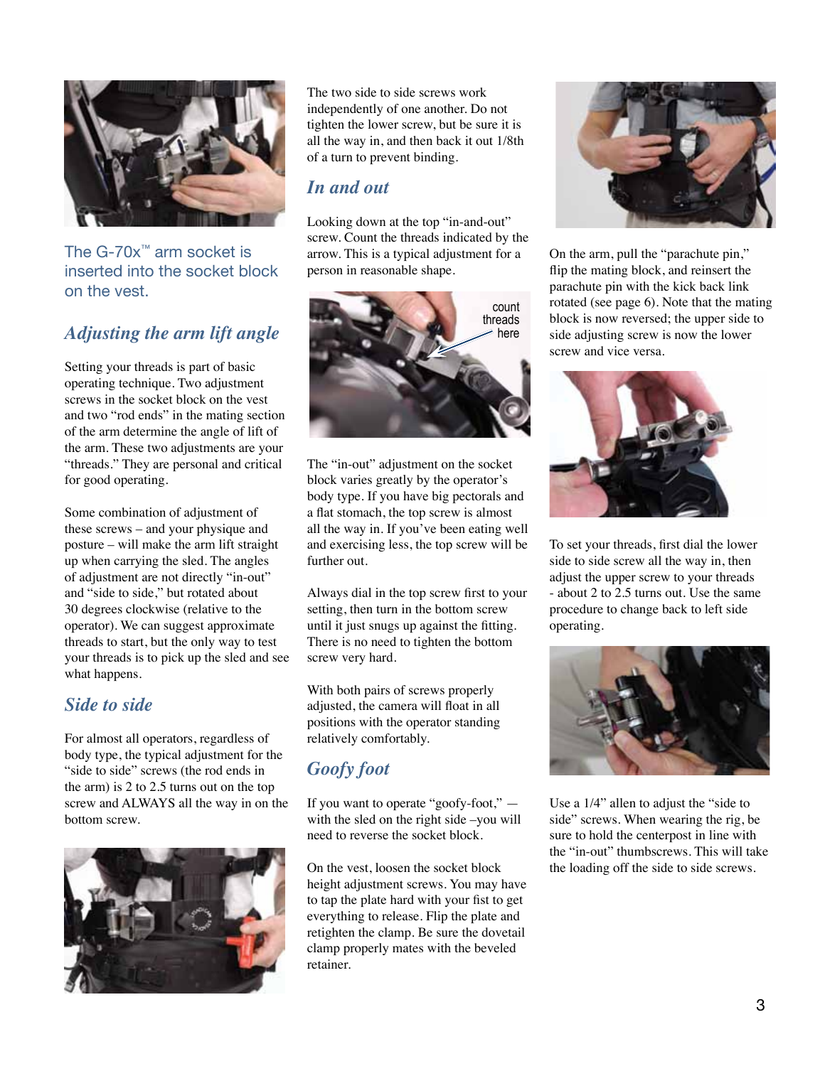The G-70x™ arm socket is inserted into the socket block on the vest.

## *Adjusting the arm lift angle*

Setting your threads is part of basic operating technique. Two adjustment screws in the socket block on the vest and two "rod ends" in the mating section of the arm determine the angle of lift of the arm. These two adjustments are your "threads." They are personal and critical for good operating.

Some combination of adjustment of these screws – and your physique and posture – will make the arm lift straight up when carrying the sled. The angles of adjustment are not directly "in-out" and "side to side," but rotated about 30 degrees clockwise (relative to the operator). We can suggest approximate threads to start, but the only way to test your threads is to pick up the sled and see what happens.

## *Side to side*

For almost all operators, regardless of body type, the typical adjustment for the "side to side" screws (the rod ends in the arm) is 2 to 2.5 turns out on the top screw and ALWAYS all the way in on the bottom screw.

The two side to side screws work independently of one another. Do not tighten the lower screw, but be sure it is all the way in, and then back it out 1/8th of a turn to prevent binding.

## *In and out*

Looking down at the top "in-and-out" screw. Count the threads indicated by the arrow. This is a typical adjustment for a person in reasonable shape.

count threads here

The "in-out" adjustment on the socket block varies greatly by the operator's body type. If you have big pectorals and a flat stomach, the top screw is almost all the way in. If you've been eating well and exercising less, the top screw will be further out.

Always dial in the top screw first to your setting, then turn in the bottom screw until it just snugs up against the fitting. There is no need to tighten the bottom screw very hard.

With both pairs of screws properly adjusted, the camera will float in all positions with the operator standing relatively comfortably.

## *Goofy foot*

If you want to operate "goofy-foot," — with the sled on the right side –you will need to reverse the socket block.

On the vest, loosen the socket block height adjustment screws. You may have to tap the plate hard with your fist to get everything to release. Flip the plate and retighten the clamp. Be sure the dovetail clamp properly mates with the beveled retainer.

On the arm, pull the "parachute pin," flip the mating block, and reinsert the parachute pin with the kick back link rotated (see page 6). Note that the mating block is now reversed; the upper side to side adjusting screw is now the lower screw and vice versa.

To set your threads, first dial the lower side to side screw all the way in, then adjust the upper screw to your threads - about 2 to 2.5 turns out. Use the same procedure to change back to left side operating.

Use a 1/4" allen to adjust the "side to side" screws. When wearing the rig, be sure to hold the centerpost in line with the "in-out" thumbscrews. This will take the loading off the side to side screws.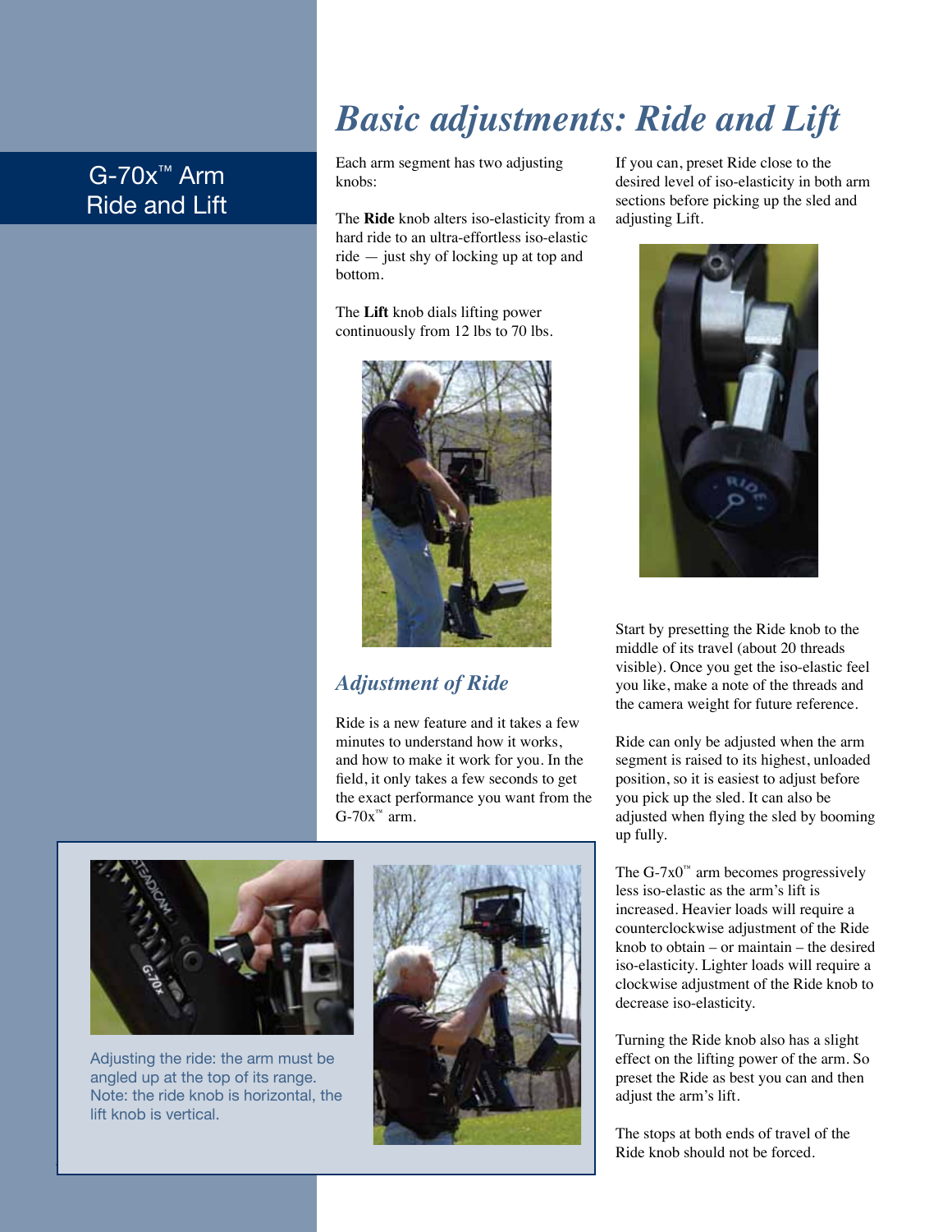# Basic adjustments: Ride and Lift

G-70x™ Arm
Ride and Lift

Each arm segment has two adjusting knobs:

The **Ride** knob alters iso-elasticity from a hard ride to an ultra-effortless iso-elastic ride — just shy of locking up at top and bottom.

The **Lift** knob dials lifting power continuously from 12 lbs to 70 lbs.

## *Adjustment of Ride*

Ride is a new feature and it takes a few minutes to understand how it works, and how to make it work for you. In the field, it only takes a few seconds to get the exact performance you want from the G-70x™ arm.

Adjusting the ride: the arm must be angled up at the top of its range. Note: the ride knob is horizontal, the lift knob is vertical.

If you can, preset Ride close to the desired level of iso-elasticity in both arm sections before picking up the sled and adjusting Lift.

Start by presetting the Ride knob to the middle of its travel (about 20 threads visible). Once you get the iso-elastic feel you like, make a note of the threads and the camera weight for future reference.

Ride can only be adjusted when the arm segment is raised to its highest, unloaded position, so it is easiest to adjust before you pick up the sled. It can also be adjusted when flying the sled by booming up fully.

The G-7x0™ arm becomes progressively less iso-elastic as the arm's lift is increased. Heavier loads will require a counterclockwise adjustment of the Ride knob to obtain – or maintain – the desired iso-elasticity. Lighter loads will require a clockwise adjustment of the Ride knob to decrease iso-elasticity.

Turning the Ride knob also has a slight effect on the lifting power of the arm. So preset the Ride as best you can and then adjust the arm's lift.

The stops at both ends of travel of the Ride knob should not be forced.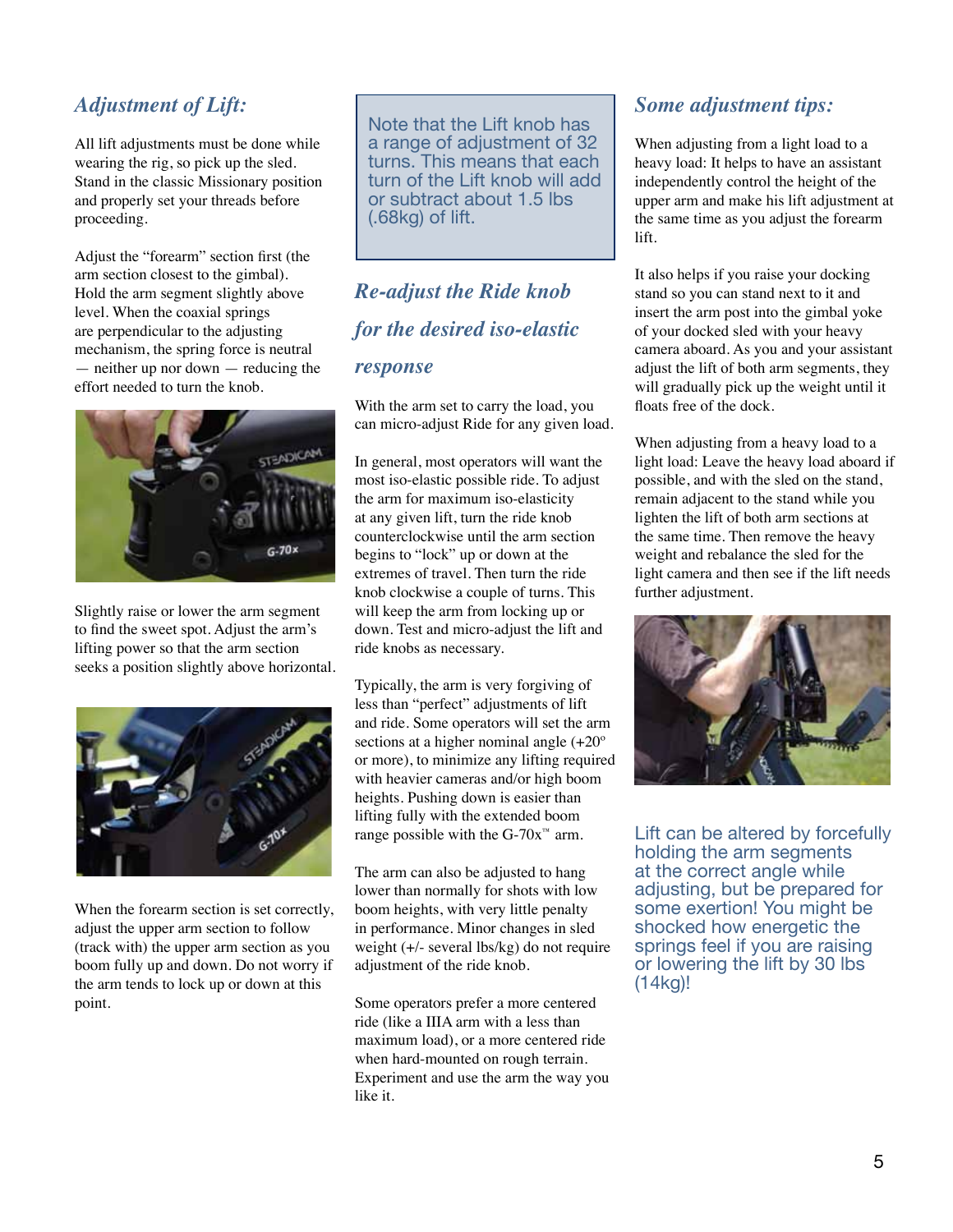## *Adjustment of Lift:*

All lift adjustments must be done while wearing the rig, so pick up the sled. Stand in the classic Missionary position and properly set your threads before proceeding.

Adjust the "forearm" section first (the arm section closest to the gimbal). Hold the arm segment slightly above level. When the coaxial springs are perpendicular to the adjusting mechanism, the spring force is neutral — neither up nor down — reducing the effort needed to turn the knob.

Slightly raise or lower the arm segment to find the sweet spot. Adjust the arm's lifting power so that the arm section seeks a position slightly above horizontal.

When the forearm section is set correctly, adjust the upper arm section to follow (track with) the upper arm section as you boom fully up and down. Do not worry if the arm tends to lock up or down at this point.

Note that the Lift knob has a range of adjustment of 32 turns. This means that each turn of the Lift knob will add or subtract about 1.5 lbs (.68kg) of lift.

## *Re-adjust the Ride knob for the desired iso-elastic response*

With the arm set to carry the load, you can micro-adjust Ride for any given load.

In general, most operators will want the most iso-elastic possible ride. To adjust the arm for maximum iso-elasticity at any given lift, turn the ride knob counterclockwise until the arm section begins to "lock" up or down at the extremes of travel. Then turn the ride knob clockwise a couple of turns. This will keep the arm from locking up or down. Test and micro-adjust the lift and ride knobs as necessary.

Typically, the arm is very forgiving of less than "perfect" adjustments of lift and ride. Some operators will set the arm sections at a higher nominal angle (+20º or more), to minimize any lifting required with heavier cameras and/or high boom heights. Pushing down is easier than lifting fully with the extended boom range possible with the G-70x™ arm.

The arm can also be adjusted to hang lower than normally for shots with low boom heights, with very little penalty in performance. Minor changes in sled weight (+/- several lbs/kg) do not require adjustment of the ride knob.

Some operators prefer a more centered ride (like a IIIA arm with a less than maximum load), or a more centered ride when hard-mounted on rough terrain. Experiment and use the arm the way you like it.

## *Some adjustment tips:*

When adjusting from a light load to a heavy load: It helps to have an assistant independently control the height of the upper arm and make his lift adjustment at the same time as you adjust the forearm lift.

It also helps if you raise your docking stand so you can stand next to it and insert the arm post into the gimbal yoke of your docked sled with your heavy camera aboard. As you and your assistant adjust the lift of both arm segments, they will gradually pick up the weight until it floats free of the dock.

When adjusting from a heavy load to a light load: Leave the heavy load aboard if possible, and with the sled on the stand, remain adjacent to the stand while you lighten the lift of both arm sections at the same time. Then remove the heavy weight and rebalance the sled for the light camera and then see if the lift needs further adjustment.

Lift can be altered by forcefully holding the arm segments at the correct angle while adjusting, but be prepared for some exertion! You might be shocked how energetic the springs feel if you are raising or lowering the lift by 30 lbs (14kg)!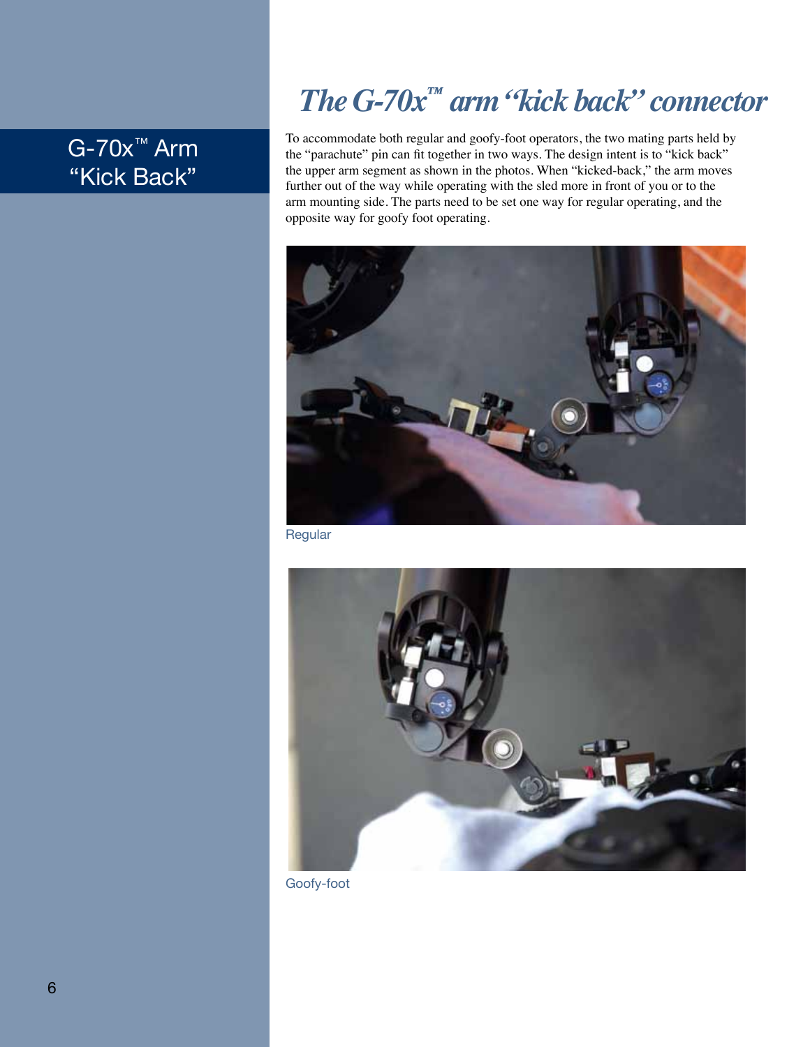G-70x™ Arm "Kick Back"

# *The G-70x™ arm "kick back" connector*

To accommodate both regular and goofy-foot operators, the two mating parts held by the "parachute" pin can fit together in two ways. The design intent is to "kick back" the upper arm segment as shown in the photos. When "kicked-back," the arm moves further out of the way while operating with the sled more in front of you or to the arm mounting side. The parts need to be set one way for regular operating, and the opposite way for goofy foot operating.

Regular

Goofy-foot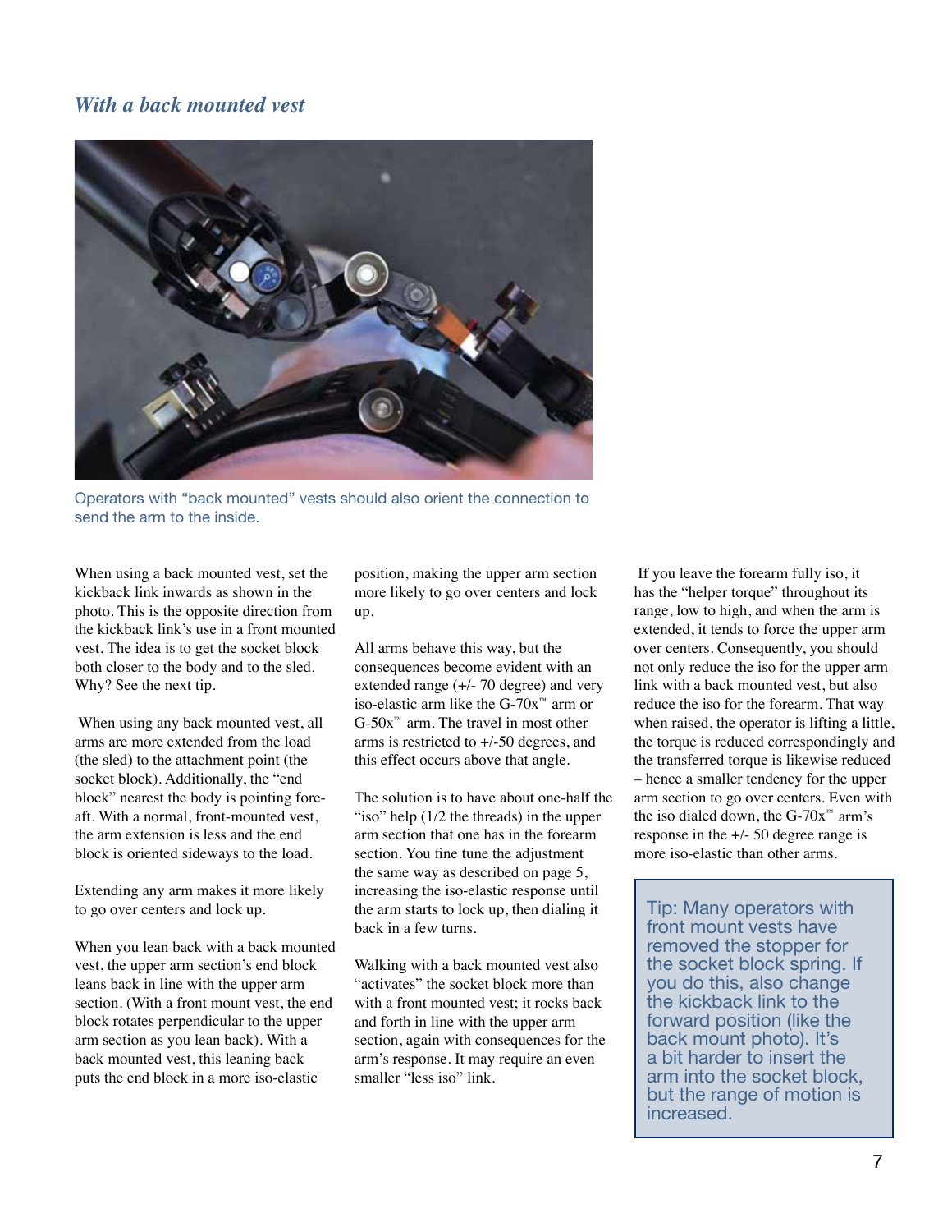## *With a back mounted vest*

Operators with "back mounted" vests should also orient the connection to send the arm to the inside.

When using a back mounted vest, set the kickback link inwards as shown in the photo. This is the opposite direction from the kickback link's use in a front mounted vest. The idea is to get the socket block both closer to the body and to the sled. Why? See the next tip.

When using any back mounted vest, all arms are more extended from the load (the sled) to the attachment point (the socket block). Additionally, the "end block" nearest the body is pointing fore-aft. With a normal, front-mounted vest, the arm extension is less and the end block is oriented sideways to the load.

Extending any arm makes it more likely to go over centers and lock up.

When you lean back with a back mounted vest, the upper arm section's end block leans back in line with the upper arm section. (With a front mount vest, the end block rotates perpendicular to the upper arm section as you lean back). With a back mounted vest, this leaning back puts the end block in a more iso-elastic position, making the upper arm section more likely to go over centers and lock up.

All arms behave this way, but the consequences become evident with an extended range (+/- 70 degree) and very iso-elastic arm like the G-70x™ arm or G-50x™ arm. The travel in most other arms is restricted to +/-50 degrees, and this effect occurs above that angle.

The solution is to have about one-half the "iso" help (1/2 the threads) in the upper arm section that one has in the forearm section. You fine tune the adjustment the same way as described on page 5, increasing the iso-elastic response until the arm starts to lock up, then dialing it back in a few turns.

Walking with a back mounted vest also "activates" the socket block more than with a front mounted vest; it rocks back and forth in line with the upper arm section, again with consequences for the arm's response. It may require an even smaller "less iso" link.

If you leave the forearm fully iso, it has the "helper torque" throughout its range, low to high, and when the arm is extended, it tends to force the upper arm over centers. Consequently, you should not only reduce the iso for the upper arm link with a back mounted vest, but also reduce the iso for the forearm. That way when raised, the operator is lifting a little, the torque is reduced correspondingly and the transferred torque is likewise reduced – hence a smaller tendency for the upper arm section to go over centers. Even with the iso dialed down, the G-70x™ arm's response in the +/- 50 degree range is more iso-elastic than other arms.

> Tip: Many operators with front mount vests have removed the stopper for the socket block spring. If you do this, also change the kickback link to the forward position (like the back mount photo). It's a bit harder to insert the arm into the socket block, but the range of motion is increased.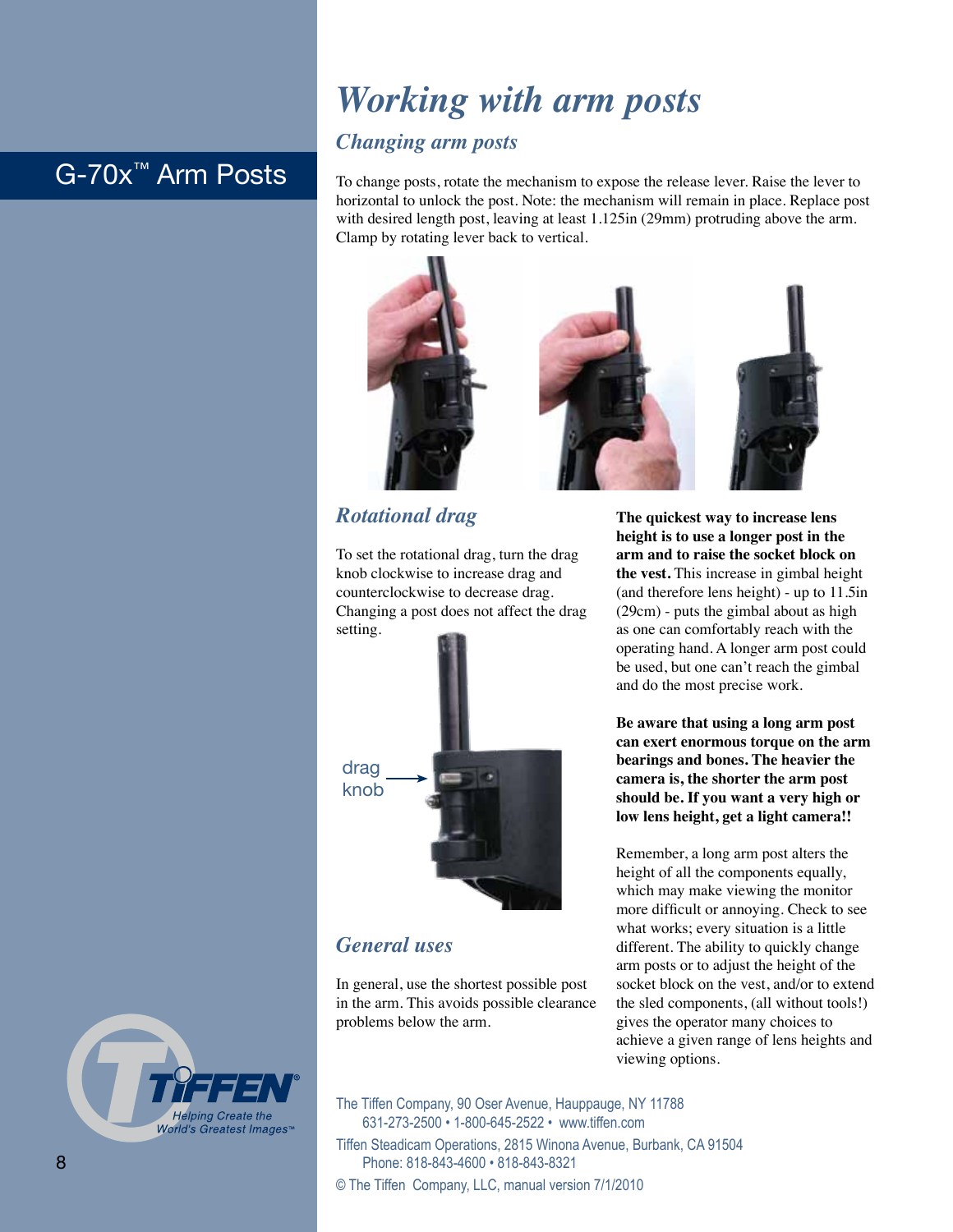# G-70x™ Arm Posts

# Working with arm posts

## Changing arm posts

To change posts, rotate the mechanism to expose the release lever. Raise the lever to horizontal to unlock the post. Note: the mechanism will remain in place. Replace post with desired length post, leaving at least 1.125in (29mm) protruding above the arm. Clamp by rotating lever back to vertical.

## Rotational drag

To set the rotational drag, turn the drag knob clockwise to increase drag and counterclockwise to decrease drag. Changing a post does not affect the drag setting.

drag knob

## General uses

In general, use the shortest possible post in the arm. This avoids possible clearance problems below the arm.

**The quickest way to increase lens height is to use a longer post in the arm and to raise the socket block on the vest.** This increase in gimbal height (and therefore lens height) - up to 11.5in (29cm) - puts the gimbal about as high as one can comfortably reach with the operating hand. A longer arm post could be used, but one can't reach the gimbal and do the most precise work.

**Be aware that using a long arm post can exert enormous torque on the arm bearings and bones. The heavier the camera is, the shorter the arm post should be. If you want a very high or low lens height, get a light camera!!**

Remember, a long arm post alters the height of all the components equally, which may make viewing the monitor more difficult or annoying. Check to see what works; every situation is a little different. The ability to quickly change arm posts or to adjust the height of the socket block on the vest, and/or to extend the sled components, (all without tools!) gives the operator many choices to achieve a given range of lens heights and viewing options.

TIFFEN® Helping Create the World's Greatest Images™

The Tiffen Company, 90 Oser Avenue, Hauppauge, NY 11788
631-273-2500 • 1-800-645-2522 • www.tiffen.com

Tiffen Steadicam Operations, 2815 Winona Avenue, Burbank, CA 91504
Phone: 818-843-4600 • 818-843-8321

© The Tiffen Company, LLC, manual version 7/1/2010